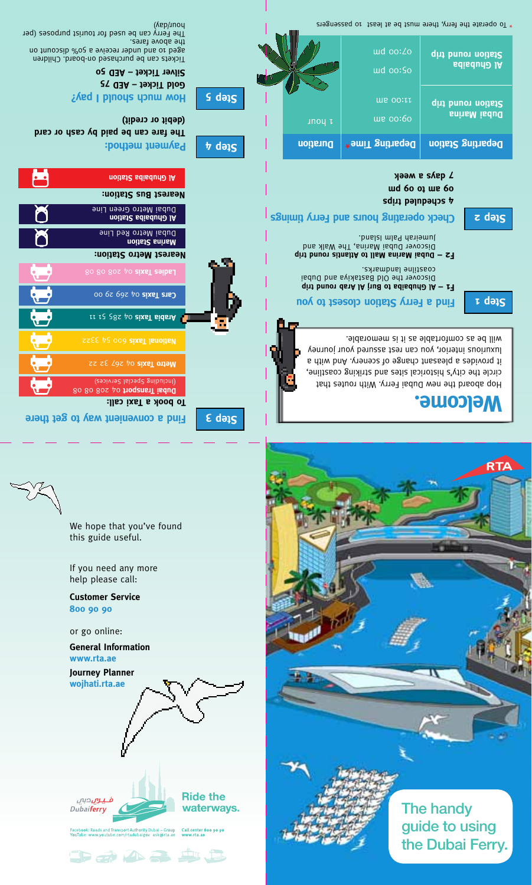# Welcome.

Hop aboard the new Dubai Ferry. With routes that circle the city's historical sites and striking coastline, it provides a pleasant change of scenery. And with a luxurious interior, you can rest assured your journey will be as comfortable as it is memorable.

## Step 1 Find a Ferry Station closest to you

**F1 – Al Ghubaiba to Burj Al Arab round trip**
Discover the Old Bastakiya and Dubai coastline landmarks.

**F2 – Dubai Marina Mall to Atlantis round trip**
Discover Dubai Marina, The Walk and Jumeirah Palm Island.

## Step 2 Check operating hours and Ferry timings

**4 scheduled trips**
**09 am to 09 pm**
**7 days a week**

| Departing Station | Departing Time* | Duration |
|---|---|---|
| Dubai Marina Station round trip | 09:00 am<br>11:00 am | 1 hour |
| Al Ghubaiba Station round trip | 05:00 pm<br>07:00 pm | |

* To operate the ferry, there must be at least 10 passengers

## Step 3 Find a convenient way to get there

**To book a Taxi call:**

- **Dubai Transport** 04 208 08 08 (Including Special Services)
- **Metro Taxis** 04 267 32 22
- **National Taxis** 600 54 3322
- **Arabia Taxis** 04 285 51 11
- **Cars Taxis** 04 269 29 00
- **Ladies Taxis** 04 208 08 08

**Nearest Metro Station:**

- **Marina Station** Dubai Metro Red Line
- **Al Ghubaiba Station** Dubai Metro Green Line

**Nearest Bus Station:**

- Al Ghubaiba Station

## Step 4 Payment method:

The fare can be paid by cash or card (debit or credit)

## Step 5 How much should I pay?

**Gold Ticket – AED 75**
**Silver Ticket – AED 50**

Tickets can be purchased on-board. Children aged 10 and under receive a 50% discount on the above fares.
The Ferry can be used for tourist purposes (per hour/day)

We hope that you've found this guide useful.

If you need any more help please call:

**Customer Service**
**800 90 90**

or go online:

**General Information**
**www.rta.ae**

**Journey Planner**
**wojhati.rta.ae**

Dubai**ferry** فيري دبي

**Ride the waterways.**

Facebook: Roads and Transport Authority Dubai – Group YouTube: www.youtube.com/rtadubaigov ask@rta.ae
Call center 800 90 90 www.rta.ae

RTA

The handy guide to using the Dubai Ferry.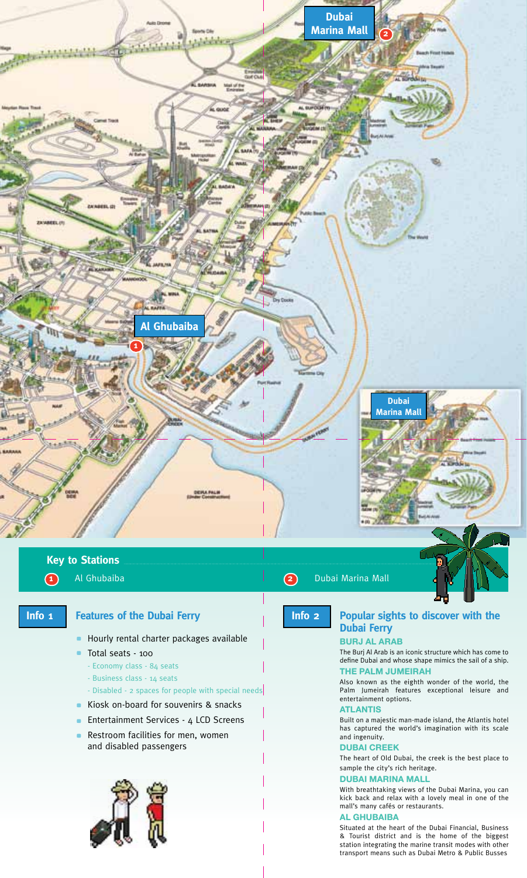Dubai Marina Mall

2

Al Ghubaiba

1

Dubai Marina Mall

## Key to Stations

1 Al Ghubaiba

2 Dubai Marina Mall

## Info 1 — Features of the Dubai Ferry

- Hourly rental charter packages available
- Total seats - 100
  - Economy class - 84 seats
  - Business class - 14 seats
  - Disabled - 2 spaces for people with special needs
- Kiosk on-board for souvenirs & snacks
- Entertainment Services - 4 LCD Screens
- Restroom facilities for men, women and disabled passengers

## Info 2 — Popular sights to discover with the Dubai Ferry

### BURJ AL ARAB

The Burj Al Arab is an iconic structure which has come to define Dubai and whose shape mimics the sail of a ship.

### THE PALM JUMEIRAH

Also known as the eighth wonder of the world, the Palm Jumeirah features exceptional leisure and entertainment options.

### ATLANTIS

Built on a majestic man-made island, the Atlantis hotel has captured the world's imagination with its scale and ingenuity.

### DUBAI CREEK

The heart of Old Dubai, the creek is the best place to sample the city's rich heritage.

### DUBAI MARINA MALL

With breathtaking views of the Dubai Marina, you can kick back and relax with a lovely meal in one of the mall's many cafés or restaurants.

### AL GHUBAIBA

Situated at the heart of the Dubai Financial, Business & Tourist district and is the home of the biggest station integrating the marine transit modes with other transport means such as Dubai Metro & Public Busses